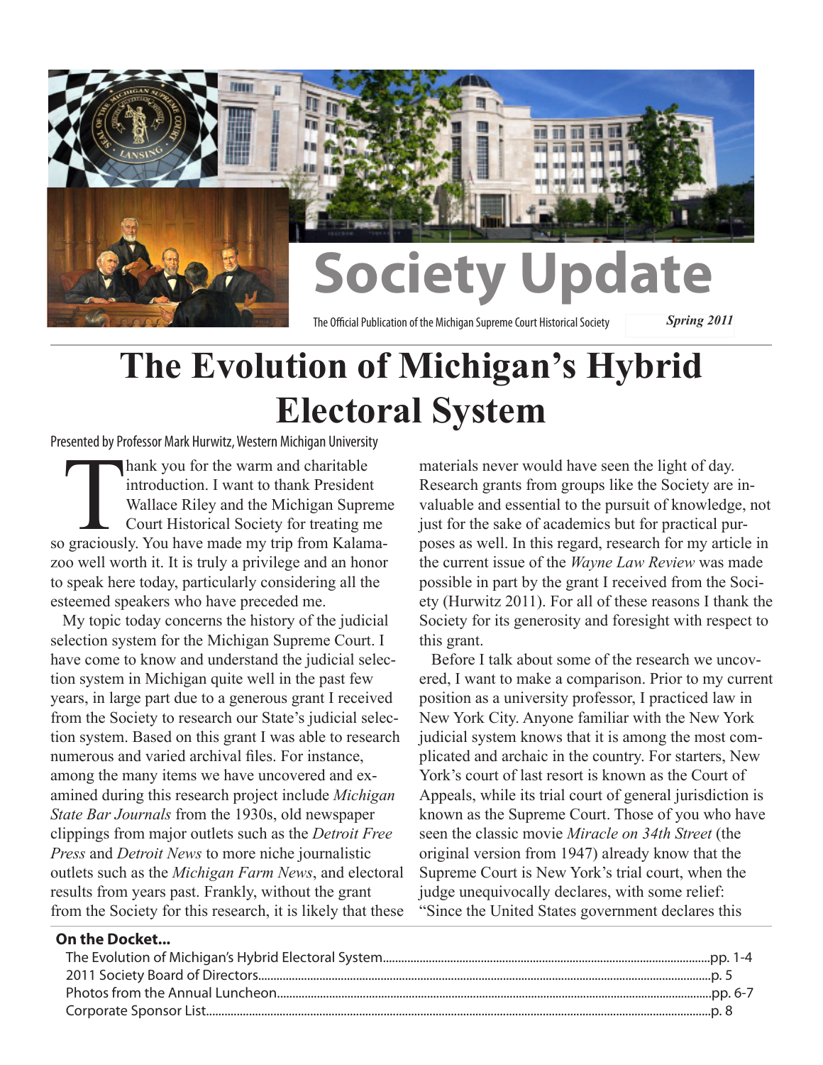# Society Update

The Official Publication of the Michigan Supreme Court Historical Society

*Spring 2011*

# The Evolution of Michigan's Hybrid Electoral System

Presented by Professor Mark Hurwitz, Western Michigan University

Thank you for the warm and charitable introduction. I want to thank President Wallace Riley and the Michigan Supreme Court Historical Society for treating me so graciously. You have made my trip from Kalamazoo well worth it. It is truly a privilege and an honor to speak here today, particularly considering all the esteemed speakers who have preceded me.

My topic today concerns the history of the judicial selection system for the Michigan Supreme Court. I have come to know and understand the judicial selection system in Michigan quite well in the past few years, in large part due to a generous grant I received from the Society to research our State's judicial selection system. Based on this grant I was able to research numerous and varied archival files. For instance, among the many items we have uncovered and examined during this research project include *Michigan State Bar Journals* from the 1930s, old newspaper clippings from major outlets such as the *Detroit Free Press* and *Detroit News* to more niche journalistic outlets such as the *Michigan Farm News*, and electoral results from years past. Frankly, without the grant from the Society for this research, it is likely that these materials never would have seen the light of day. Research grants from groups like the Society are invaluable and essential to the pursuit of knowledge, not just for the sake of academics but for practical purposes as well. In this regard, research for my article in the current issue of the *Wayne Law Review* was made possible in part by the grant I received from the Society (Hurwitz 2011). For all of these reasons I thank the Society for its generosity and foresight with respect to this grant.

Before I talk about some of the research we uncovered, I want to make a comparison. Prior to my current position as a university professor, I practiced law in New York City. Anyone familiar with the New York judicial system knows that it is among the most complicated and archaic in the country. For starters, New York's court of last resort is known as the Court of Appeals, while its trial court of general jurisdiction is known as the Supreme Court. Those of you who have seen the classic movie *Miracle on 34th Street* (the original version from 1947) already know that the Supreme Court is New York's trial court, when the judge unequivocally declares, with some relief: "Since the United States government declares this

**On the Docket...**

The Evolution of Michigan's Hybrid Electoral System....pp. 1-4
2011 Society Board of Directors....p. 5
Photos from the Annual Luncheon....pp. 6-7
Corporate Sponsor List....p. 8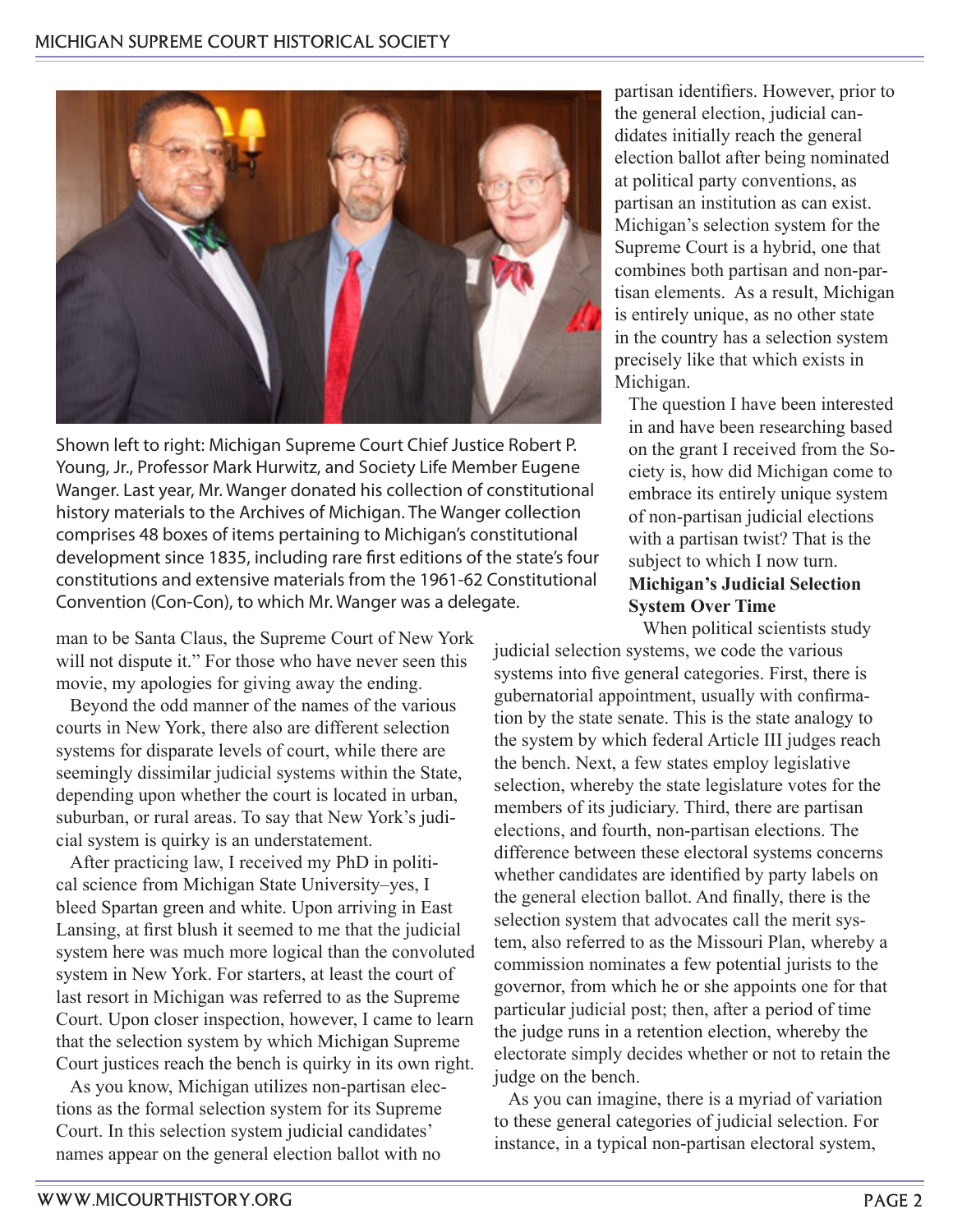Shown left to right: Michigan Supreme Court Chief Justice Robert P. Young, Jr., Professor Mark Hurwitz, and Society Life Member Eugene Wanger. Last year, Mr. Wanger donated his collection of constitutional history materials to the Archives of Michigan. The Wanger collection comprises 48 boxes of items pertaining to Michigan's constitutional development since 1835, including rare first editions of the state's four constitutions and extensive materials from the 1961-62 Constitutional Convention (Con-Con), to which Mr. Wanger was a delegate.

man to be Santa Claus, the Supreme Court of New York will not dispute it." For those who have never seen this movie, my apologies for giving away the ending.

Beyond the odd manner of the names of the various courts in New York, there also are different selection systems for disparate levels of court, while there are seemingly dissimilar judicial systems within the State, depending upon whether the court is located in urban, suburban, or rural areas. To say that New York's judicial system is quirky is an understatement.

After practicing law, I received my PhD in political science from Michigan State University–yes, I bleed Spartan green and white. Upon arriving in East Lansing, at first blush it seemed to me that the judicial system here was much more logical than the convoluted system in New York. For starters, at least the court of last resort in Michigan was referred to as the Supreme Court. Upon closer inspection, however, I came to learn that the selection system by which Michigan Supreme Court justices reach the bench is quirky in its own right.

As you know, Michigan utilizes non-partisan elections as the formal selection system for its Supreme Court. In this selection system judicial candidates' names appear on the general election ballot with no partisan identifiers. However, prior to the general election, judicial candidates initially reach the general election ballot after being nominated at political party conventions, as partisan an institution as can exist. Michigan's selection system for the Supreme Court is a hybrid, one that combines both partisan and non-partisan elements. As a result, Michigan is entirely unique, as no other state in the country has a selection system precisely like that which exists in Michigan.

The question I have been interested in and have been researching based on the grant I received from the Society is, how did Michigan come to embrace its entirely unique system of non-partisan judicial elections with a partisan twist? That is the subject to which I now turn.

**Michigan's Judicial Selection System Over Time**

When political scientists study judicial selection systems, we code the various systems into five general categories. First, there is gubernatorial appointment, usually with confirmation by the state senate. This is the state analogy to the system by which federal Article III judges reach the bench. Next, a few states employ legislative selection, whereby the state legislature votes for the members of its judiciary. Third, there are partisan elections, and fourth, non-partisan elections. The difference between these electoral systems concerns whether candidates are identified by party labels on the general election ballot. And finally, there is the selection system that advocates call the merit system, also referred to as the Missouri Plan, whereby a commission nominates a few potential jurists to the governor, from which he or she appoints one for that particular judicial post; then, after a period of time the judge runs in a retention election, whereby the electorate simply decides whether or not to retain the judge on the bench.

As you can imagine, there is a myriad of variation to these general categories of judicial selection. For instance, in a typical non-partisan electoral system,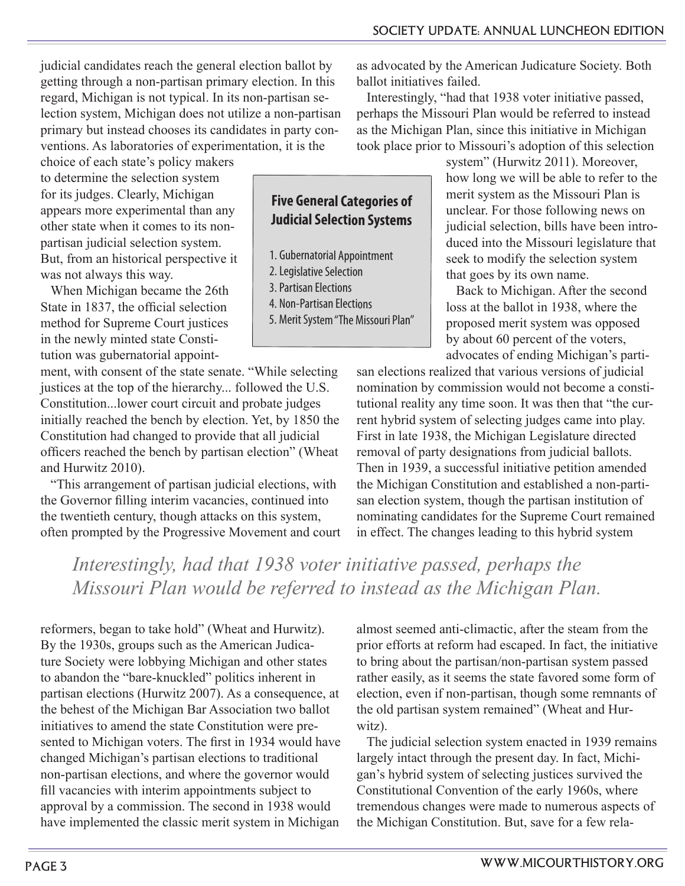judicial candidates reach the general election ballot by getting through a non-partisan primary election. In this regard, Michigan is not typical. In its non-partisan selection system, Michigan does not utilize a non-partisan primary but instead chooses its candidates in party conventions. As laboratories of experimentation, it is the choice of each state's policy makers to determine the selection system for its judges. Clearly, Michigan appears more experimental than any other state when it comes to its non-partisan judicial selection system. But, from an historical perspective it was not always this way.

When Michigan became the 26th State in 1837, the official selection method for Supreme Court justices in the newly minted state Constitution was gubernatorial appointment, with consent of the state senate. "While selecting justices at the top of the hierarchy... followed the U.S. Constitution...lower court circuit and probate judges initially reached the bench by election. Yet, by 1850 the Constitution had changed to provide that all judicial officers reached the bench by partisan election" (Wheat and Hurwitz 2010).

"This arrangement of partisan judicial elections, with the Governor filling interim vacancies, continued into the twentieth century, though attacks on this system, often prompted by the Progressive Movement and court reformers, began to take hold" (Wheat and Hurwitz). By the 1930s, groups such as the American Judicature Society were lobbying Michigan and other states to abandon the "bare-knuckled" politics inherent in partisan elections (Hurwitz 2007). As a consequence, at the behest of the Michigan Bar Association two ballot initiatives to amend the state Constitution were presented to Michigan voters. The first in 1934 would have changed Michigan's partisan elections to traditional non-partisan elections, and where the governor would fill vacancies with interim appointments subject to approval by a commission. The second in 1938 would have implemented the classic merit system in Michigan as advocated by the American Judicature Society. Both ballot initiatives failed.

**Five General Categories of Judicial Selection Systems**

1. Gubernatorial Appointment
2. Legislative Selection
3. Partisan Elections
4. Non-Partisan Elections
5. Merit System "The Missouri Plan"

Interestingly, "had that 1938 voter initiative passed, perhaps the Missouri Plan would be referred to instead as the Michigan Plan, since this initiative in Michigan took place prior to Missouri's adoption of this selection system" (Hurwitz 2011). Moreover, how long we will be able to refer to the merit system as the Missouri Plan is unclear. For those following news on judicial selection, bills have been introduced into the Missouri legislature that seek to modify the selection system that goes by its own name.

Back to Michigan. After the second loss at the ballot in 1938, where the proposed merit system was opposed by about 60 percent of the voters, advocates of ending Michigan's partisan elections realized that various versions of judicial nomination by commission would not become a constitutional reality any time soon. It was then that "the current hybrid system of selecting judges came into play. First in late 1938, the Michigan Legislature directed removal of party designations from judicial ballots. Then in 1939, a successful initiative petition amended the Michigan Constitution and established a non-partisan election system, though the partisan institution of nominating candidates for the Supreme Court remained in effect. The changes leading to this hybrid system almost seemed anti-climactic, after the steam from the prior efforts at reform had escaped. In fact, the initiative to bring about the partisan/non-partisan system passed rather easily, as it seems the state favored some form of election, even if non-partisan, though some remnants of the old partisan system remained" (Wheat and Hurwitz).

*Interestingly, had that 1938 voter initiative passed, perhaps the Missouri Plan would be referred to instead as the Michigan Plan.*

The judicial selection system enacted in 1939 remains largely intact through the present day. In fact, Michigan's hybrid system of selecting justices survived the Constitutional Convention of the early 1960s, where tremendous changes were made to numerous aspects of the Michigan Constitution. But, save for a few rela-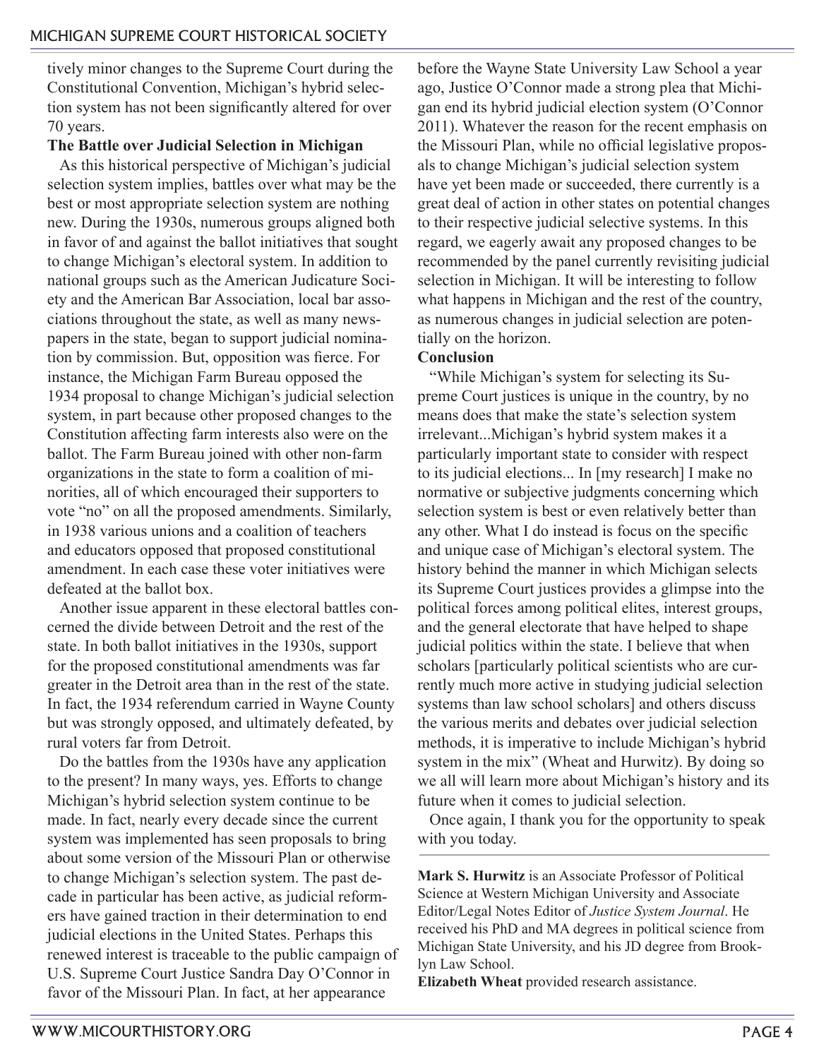tively minor changes to the Supreme Court during the Constitutional Convention, Michigan's hybrid selection system has not been significantly altered for over 70 years.

**The Battle over Judicial Selection in Michigan**

As this historical perspective of Michigan's judicial selection system implies, battles over what may be the best or most appropriate selection system are nothing new. During the 1930s, numerous groups aligned both in favor of and against the ballot initiatives that sought to change Michigan's electoral system. In addition to national groups such as the American Judicature Society and the American Bar Association, local bar associations throughout the state, as well as many newspapers in the state, began to support judicial nomination by commission. But, opposition was fierce. For instance, the Michigan Farm Bureau opposed the 1934 proposal to change Michigan's judicial selection system, in part because other proposed changes to the Constitution affecting farm interests also were on the ballot. The Farm Bureau joined with other non-farm organizations in the state to form a coalition of minorities, all of which encouraged their supporters to vote "no" on all the proposed amendments. Similarly, in 1938 various unions and a coalition of teachers and educators opposed that proposed constitutional amendment. In each case these voter initiatives were defeated at the ballot box.

Another issue apparent in these electoral battles concerned the divide between Detroit and the rest of the state. In both ballot initiatives in the 1930s, support for the proposed constitutional amendments was far greater in the Detroit area than in the rest of the state. In fact, the 1934 referendum carried in Wayne County but was strongly opposed, and ultimately defeated, by rural voters far from Detroit.

Do the battles from the 1930s have any application to the present? In many ways, yes. Efforts to change Michigan's hybrid selection system continue to be made. In fact, nearly every decade since the current system was implemented has seen proposals to bring about some version of the Missouri Plan or otherwise to change Michigan's selection system. The past decade in particular has been active, as judicial reformers have gained traction in their determination to end judicial elections in the United States. Perhaps this renewed interest is traceable to the public campaign of U.S. Supreme Court Justice Sandra Day O'Connor in favor of the Missouri Plan. In fact, at her appearance before the Wayne State University Law School a year ago, Justice O'Connor made a strong plea that Michigan end its hybrid judicial election system (O'Connor 2011). Whatever the reason for the recent emphasis on the Missouri Plan, while no official legislative proposals to change Michigan's judicial selection system have yet been made or succeeded, there currently is a great deal of action in other states on potential changes to their respective judicial selective systems. In this regard, we eagerly await any proposed changes to be recommended by the panel currently revisiting judicial selection in Michigan. It will be interesting to follow what happens in Michigan and the rest of the country, as numerous changes in judicial selection are potentially on the horizon.

**Conclusion**

"While Michigan's system for selecting its Supreme Court justices is unique in the country, by no means does that make the state's selection system irrelevant...Michigan's hybrid system makes it a particularly important state to consider with respect to its judicial elections... In [my research] I make no normative or subjective judgments concerning which selection system is best or even relatively better than any other. What I do instead is focus on the specific and unique case of Michigan's electoral system. The history behind the manner in which Michigan selects its Supreme Court justices provides a glimpse into the political forces among political elites, interest groups, and the general electorate that have helped to shape judicial politics within the state. I believe that when scholars [particularly political scientists who are currently much more active in studying judicial selection systems than law school scholars] and others discuss the various merits and debates over judicial selection methods, it is imperative to include Michigan's hybrid system in the mix" (Wheat and Hurwitz). By doing so we all will learn more about Michigan's history and its future when it comes to judicial selection.

Once again, I thank you for the opportunity to speak with you today.

---

**Mark S. Hurwitz** is an Associate Professor of Political Science at Western Michigan University and Associate Editor/Legal Notes Editor of *Justice System Journal*. He received his PhD and MA degrees in political science from Michigan State University, and his JD degree from Brooklyn Law School.

**Elizabeth Wheat** provided research assistance.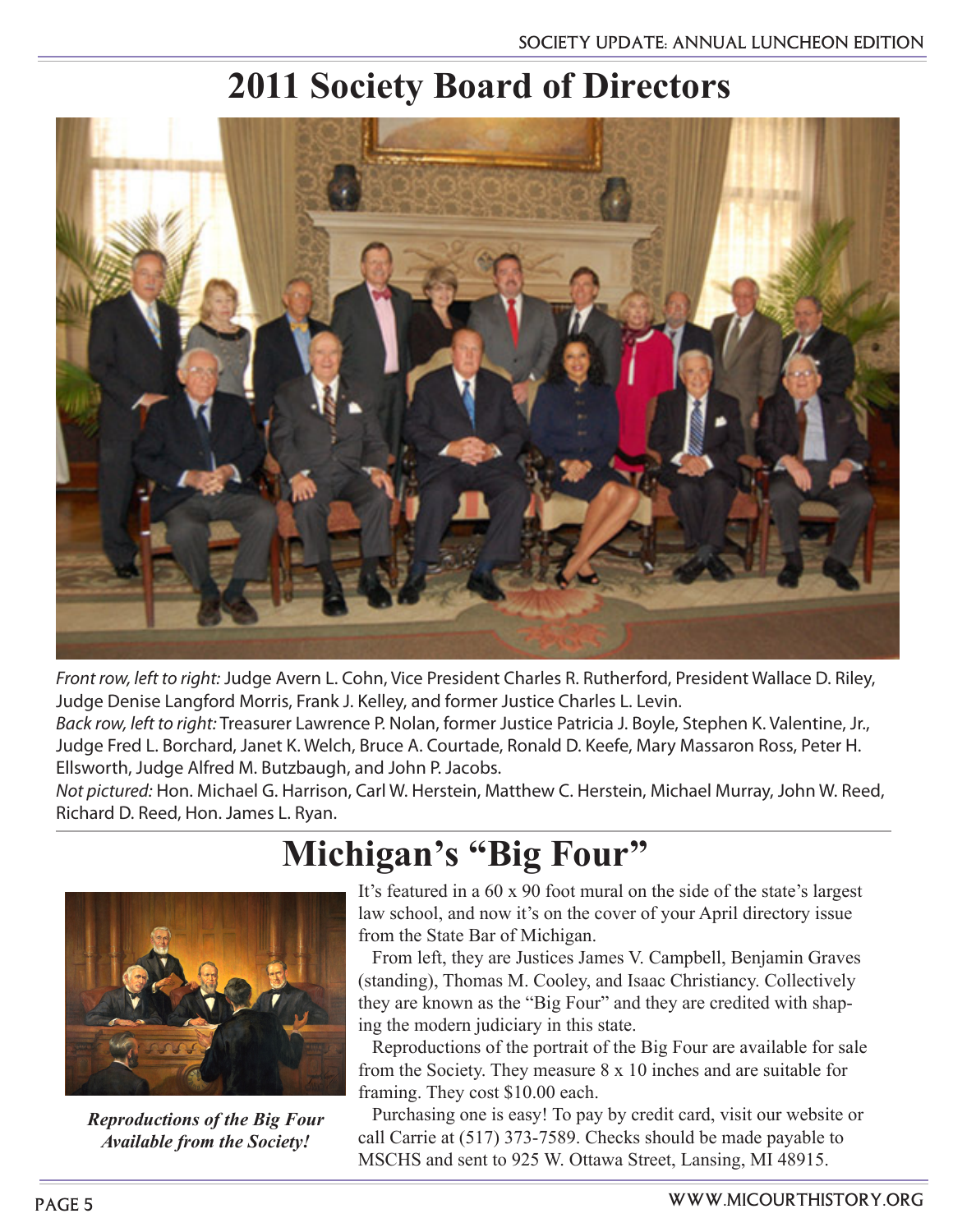# 2011 Society Board of Directors

*Front row, left to right:* Judge Avern L. Cohn, Vice President Charles R. Rutherford, President Wallace D. Riley, Judge Denise Langford Morris, Frank J. Kelley, and former Justice Charles L. Levin.

*Back row, left to right:* Treasurer Lawrence P. Nolan, former Justice Patricia J. Boyle, Stephen K. Valentine, Jr., Judge Fred L. Borchard, Janet K. Welch, Bruce A. Courtade, Ronald D. Keefe, Mary Massaron Ross, Peter H. Ellsworth, Judge Alfred M. Butzbaugh, and John P. Jacobs.

*Not pictured:* Hon. Michael G. Harrison, Carl W. Herstein, Matthew C. Herstein, Michael Murray, John W. Reed, Richard D. Reed, Hon. James L. Ryan.

# Michigan's "Big Four"

***Reproductions of the Big Four Available from the Society!***

It's featured in a 60 x 90 foot mural on the side of the state's largest law school, and now it's on the cover of your April directory issue from the State Bar of Michigan.

From left, they are Justices James V. Campbell, Benjamin Graves (standing), Thomas M. Cooley, and Isaac Christiancy. Collectively they are known as the "Big Four" and they are credited with shaping the modern judiciary in this state.

Reproductions of the portrait of the Big Four are available for sale from the Society. They measure 8 x 10 inches and are suitable for framing. They cost $10.00 each.

Purchasing one is easy! To pay by credit card, visit our website or call Carrie at (517) 373-7589. Checks should be made payable to MSCHS and sent to 925 W. Ottawa Street, Lansing, MI 48915.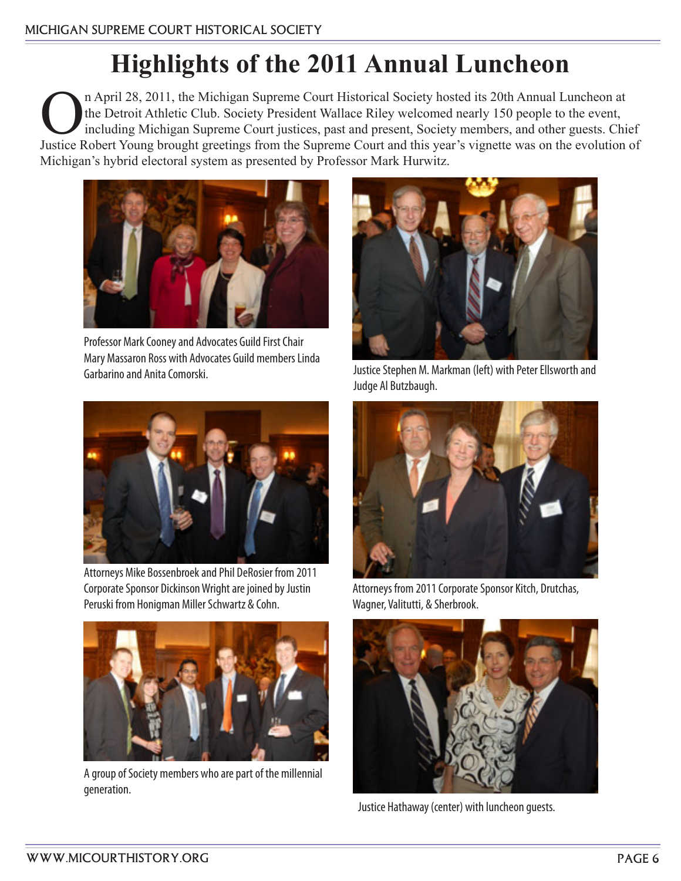# Highlights of the 2011 Annual Luncheon

On April 28, 2011, the Michigan Supreme Court Historical Society hosted its 20th Annual Luncheon at the Detroit Athletic Club. Society President Wallace Riley welcomed nearly 150 people to the event, including Michigan Supreme Court justices, past and present, Society members, and other guests. Chief Justice Robert Young brought greetings from the Supreme Court and this year's vignette was on the evolution of Michigan's hybrid electoral system as presented by Professor Mark Hurwitz.

Professor Mark Cooney and Advocates Guild First Chair Mary Massaron Ross with Advocates Guild members Linda Garbarino and Anita Comorski.

Justice Stephen M. Markman (left) with Peter Ellsworth and Judge Al Butzbaugh.

Attorneys Mike Bossenbroek and Phil DeRosier from 2011 Corporate Sponsor Dickinson Wright are joined by Justin Peruski from Honigman Miller Schwartz & Cohn.

Attorneys from 2011 Corporate Sponsor Kitch, Drutchas, Wagner, Valitutti, & Sherbrook.

A group of Society members who are part of the millennial generation.

Justice Hathaway (center) with luncheon guests.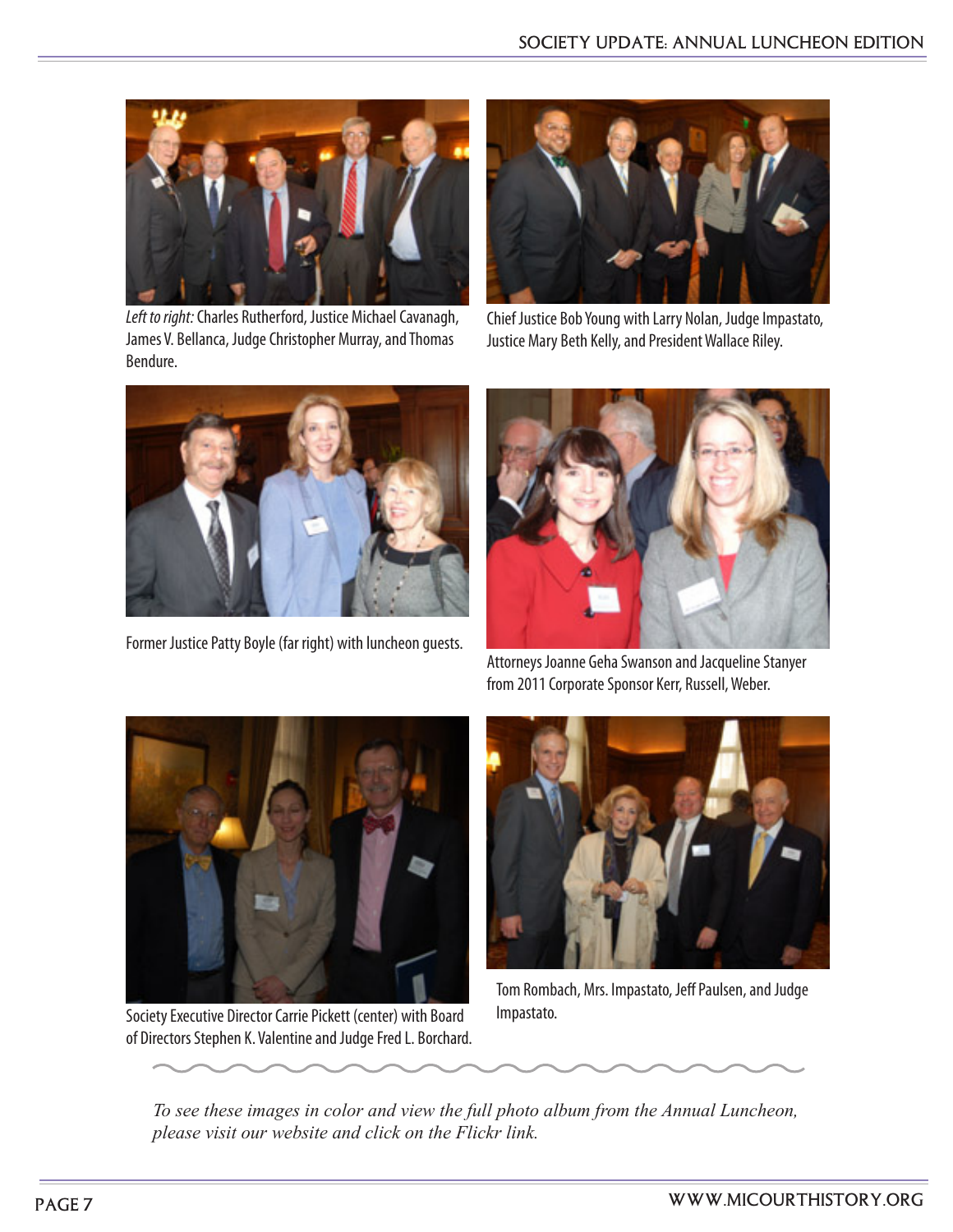*Left to right:* Charles Rutherford, Justice Michael Cavanagh, James V. Bellanca, Judge Christopher Murray, and Thomas Bendure.

Chief Justice Bob Young with Larry Nolan, Judge Impastato, Justice Mary Beth Kelly, and President Wallace Riley.

Former Justice Patty Boyle (far right) with luncheon guests.

Attorneys Joanne Geha Swanson and Jacqueline Stanyer from 2011 Corporate Sponsor Kerr, Russell, Weber.

Society Executive Director Carrie Pickett (center) with Board of Directors Stephen K. Valentine and Judge Fred L. Borchard.

Tom Rombach, Mrs. Impastato, Jeff Paulsen, and Judge Impastato.

*To see these images in color and view the full photo album from the Annual Luncheon, please visit our website and click on the Flickr link.*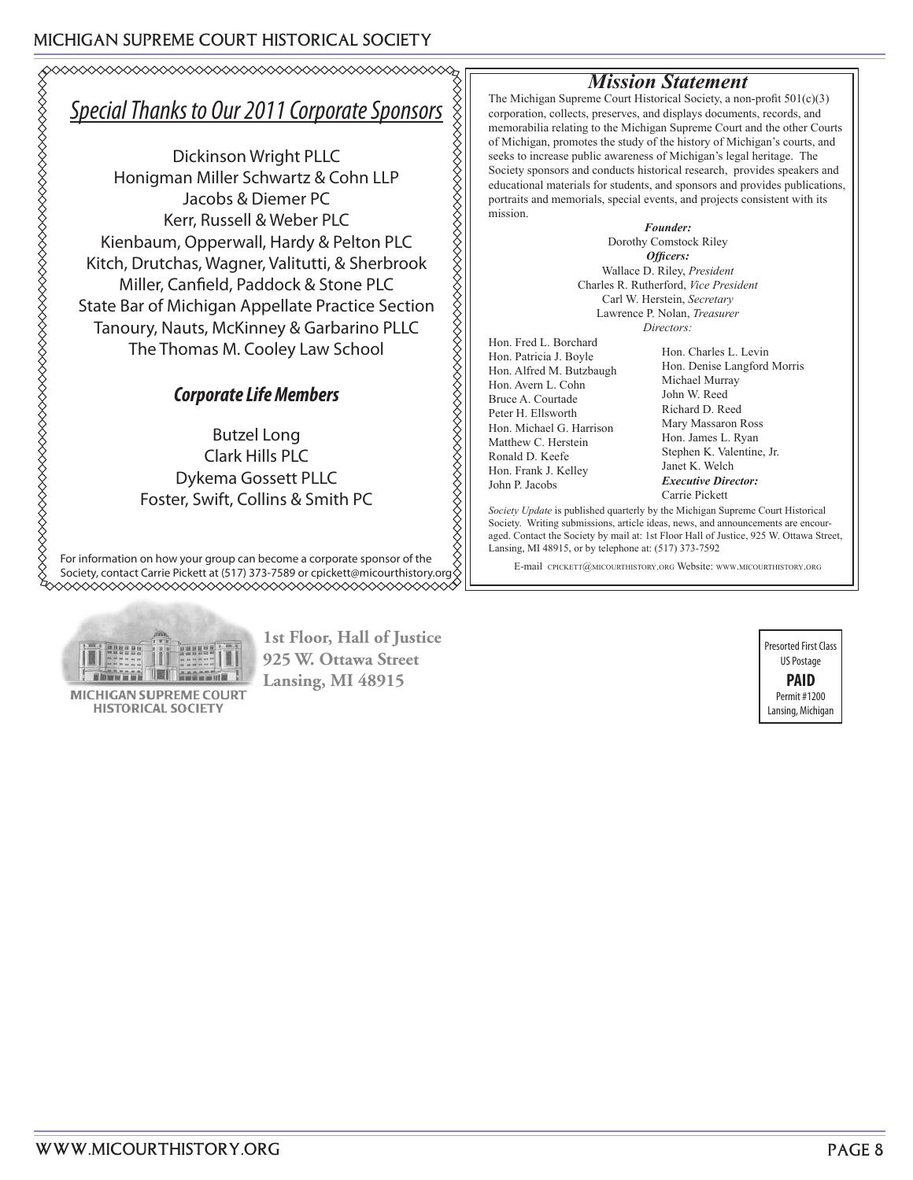## Special Thanks to Our 2011 Corporate Sponsors

Dickinson Wright PLLC
Honigman Miller Schwartz & Cohn LLP
Jacobs & Diemer PC
Kerr, Russell & Weber PLC
Kienbaum, Opperwall, Hardy & Pelton PLC
Kitch, Drutchas, Wagner, Valitutti, & Sherbrook
Miller, Canfield, Paddock & Stone PLC
State Bar of Michigan Appellate Practice Section
Tanoury, Nauts, McKinney & Garbarino PLLC
The Thomas M. Cooley Law School

### Corporate Life Members

Butzel Long
Clark Hills PLC
Dykema Gossett PLLC
Foster, Swift, Collins & Smith PC

For information on how your group can become a corporate sponsor of the Society, contact Carrie Pickett at (517) 373-7589 or cpickett@micourthistory.org

## Mission Statement

The Michigan Supreme Court Historical Society, a non-profit 501(c)(3) corporation, collects, preserves, and displays documents, records, and memorabilia relating to the Michigan Supreme Court and the other Courts of Michigan, promotes the study of the history of Michigan's courts, and seeks to increase public awareness of Michigan's legal heritage. The Society sponsors and conducts historical research, provides speakers and educational materials for students, and sponsors and provides publications, portraits and memorials, special events, and projects consistent with its mission.

***Founder:***
Dorothy Comstock Riley

***Officers:***
Wallace D. Riley, *President*
Charles R. Rutherford, *Vice President*
Carl W. Herstein, *Secretary*
Lawrence P. Nolan, *Treasurer*

*Directors:*

Hon. Fred L. Borchard
Hon. Patricia J. Boyle
Hon. Alfred M. Butzbaugh
Hon. Avern L. Cohn
Bruce A. Courtade
Peter H. Ellsworth
Hon. Michael G. Harrison
Matthew C. Herstein
Ronald D. Keefe
Hon. Frank J. Kelley
John P. Jacobs
Hon. Charles L. Levin
Hon. Denise Langford Morris
Michael Murray
John W. Reed
Richard D. Reed
Mary Massaron Ross
Hon. James L. Ryan
Stephen K. Valentine, Jr.
Janet K. Welch

***Executive Director:***
Carrie Pickett

*Society Update* is published quarterly by the Michigan Supreme Court Historical Society. Writing submissions, article ideas, news, and announcements are encouraged. Contact the Society by mail at: 1st Floor Hall of Justice, 925 W. Ottawa Street, Lansing, MI 48915, or by telephone at: (517) 373-7592

E-mail cpickett@micourthistory.org Website: www.micourthistory.org

MICHIGAN SUPREME COURT HISTORICAL SOCIETY

**1st Floor, Hall of Justice**
**925 W. Ottawa Street**
**Lansing, MI 48915**

Presorted First Class
US Postage
**PAID**
Permit #1200
Lansing, Michigan